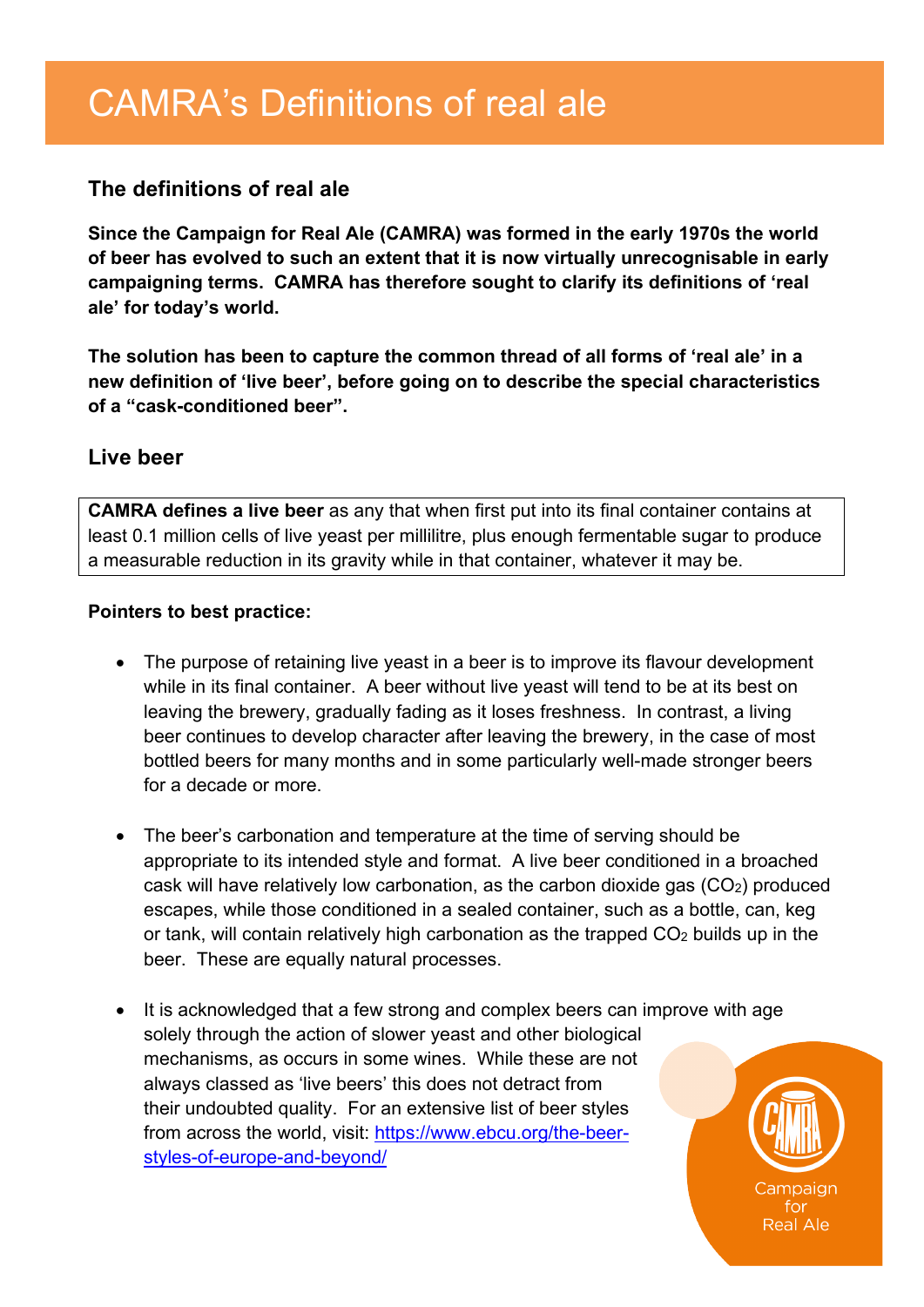# CAMRA's Definitions of real ale

## The definitions of real ale

**Since the Campaign for Real Ale (CAMRA) was formed in the early 1970s the world of beer has evolved to such an extent that it is now virtually unrecognisable in early campaigning terms. CAMRA has therefore sought to clarify its definitions of 'real ale' for today's world.**

**The solution has been to capture the common thread of all forms of 'real ale' in a new definition of 'live beer', before going on to describe the special characteristics of a "cask-conditioned beer".**

## Live beer

**CAMRA defines a live beer** as any that when first put into its final container contains at least 0.1 million cells of live yeast per millilitre, plus enough fermentable sugar to produce a measurable reduction in its gravity while in that container, whatever it may be.

**Pointers to best practice:**

- The purpose of retaining live yeast in a beer is to improve its flavour development while in its final container. A beer without live yeast will tend to be at its best on leaving the brewery, gradually fading as it loses freshness. In contrast, a living beer continues to develop character after leaving the brewery, in the case of most bottled beers for many months and in some particularly well-made stronger beers for a decade or more.

- The beer's carbonation and temperature at the time of serving should be appropriate to its intended style and format. A live beer conditioned in a broached cask will have relatively low carbonation, as the carbon dioxide gas ($CO_2$) produced escapes, while those conditioned in a sealed container, such as a bottle, can, keg or tank, will contain relatively high carbonation as the trapped $CO_2$ builds up in the beer. These are equally natural processes.

- It is acknowledged that a few strong and complex beers can improve with age solely through the action of slower yeast and other biological mechanisms, as occurs in some wines. While these are not always classed as 'live beers' this does not detract from their undoubted quality. For an extensive list of beer styles from across the world, visit: [https://www.ebcu.org/the-beer-styles-of-europe-and-beyond/](https://www.ebcu.org/the-beer-styles-of-europe-and-beyond/)

Campaign for Real Ale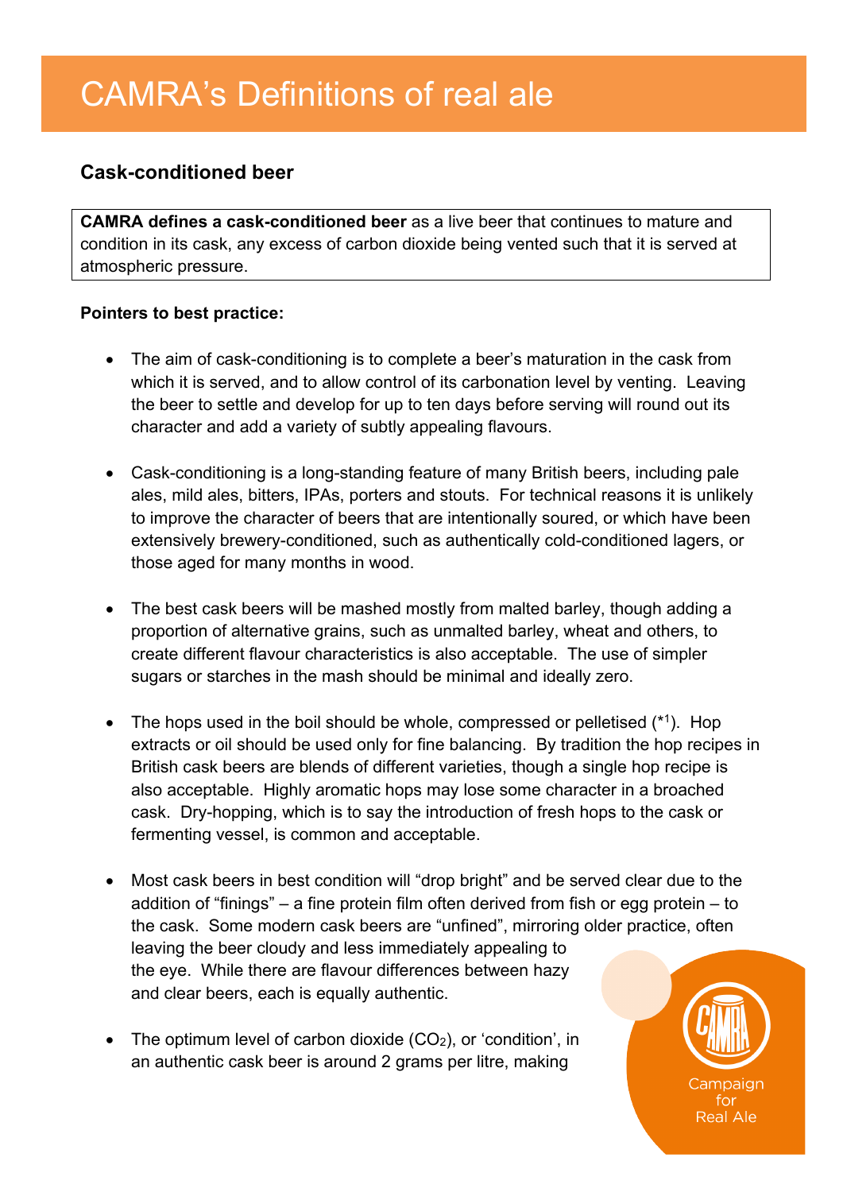# CAMRA's Definitions of real ale

## Cask-conditioned beer

**CAMRA defines a cask-conditioned beer** as a live beer that continues to mature and condition in its cask, any excess of carbon dioxide being vented such that it is served at atmospheric pressure.

**Pointers to best practice:**

- The aim of cask-conditioning is to complete a beer's maturation in the cask from which it is served, and to allow control of its carbonation level by venting. Leaving the beer to settle and develop for up to ten days before serving will round out its character and add a variety of subtly appealing flavours.

- Cask-conditioning is a long-standing feature of many British beers, including pale ales, mild ales, bitters, IPAs, porters and stouts. For technical reasons it is unlikely to improve the character of beers that are intentionally soured, or which have been extensively brewery-conditioned, such as authentically cold-conditioned lagers, or those aged for many months in wood.

- The best cask beers will be mashed mostly from malted barley, though adding a proportion of alternative grains, such as unmalted barley, wheat and others, to create different flavour characteristics is also acceptable. The use of simpler sugars or starches in the mash should be minimal and ideally zero.

- The hops used in the boil should be whole, compressed or pelletised (*[1]). Hop extracts or oil should be used only for fine balancing. By tradition the hop recipes in British cask beers are blends of different varieties, though a single hop recipe is also acceptable. Highly aromatic hops may lose some character in a broached cask. Dry-hopping, which is to say the introduction of fresh hops to the cask or fermenting vessel, is common and acceptable.

- Most cask beers in best condition will "drop bright" and be served clear due to the addition of "finings" – a fine protein film often derived from fish or egg protein – to the cask. Some modern cask beers are "unfined", mirroring older practice, often leaving the beer cloudy and less immediately appealing to the eye. While there are flavour differences between hazy and clear beers, each is equally authentic.

- The optimum level of carbon dioxide ($CO_2$), or 'condition', in an authentic cask beer is around 2 grams per litre, making

Campaign for Real Ale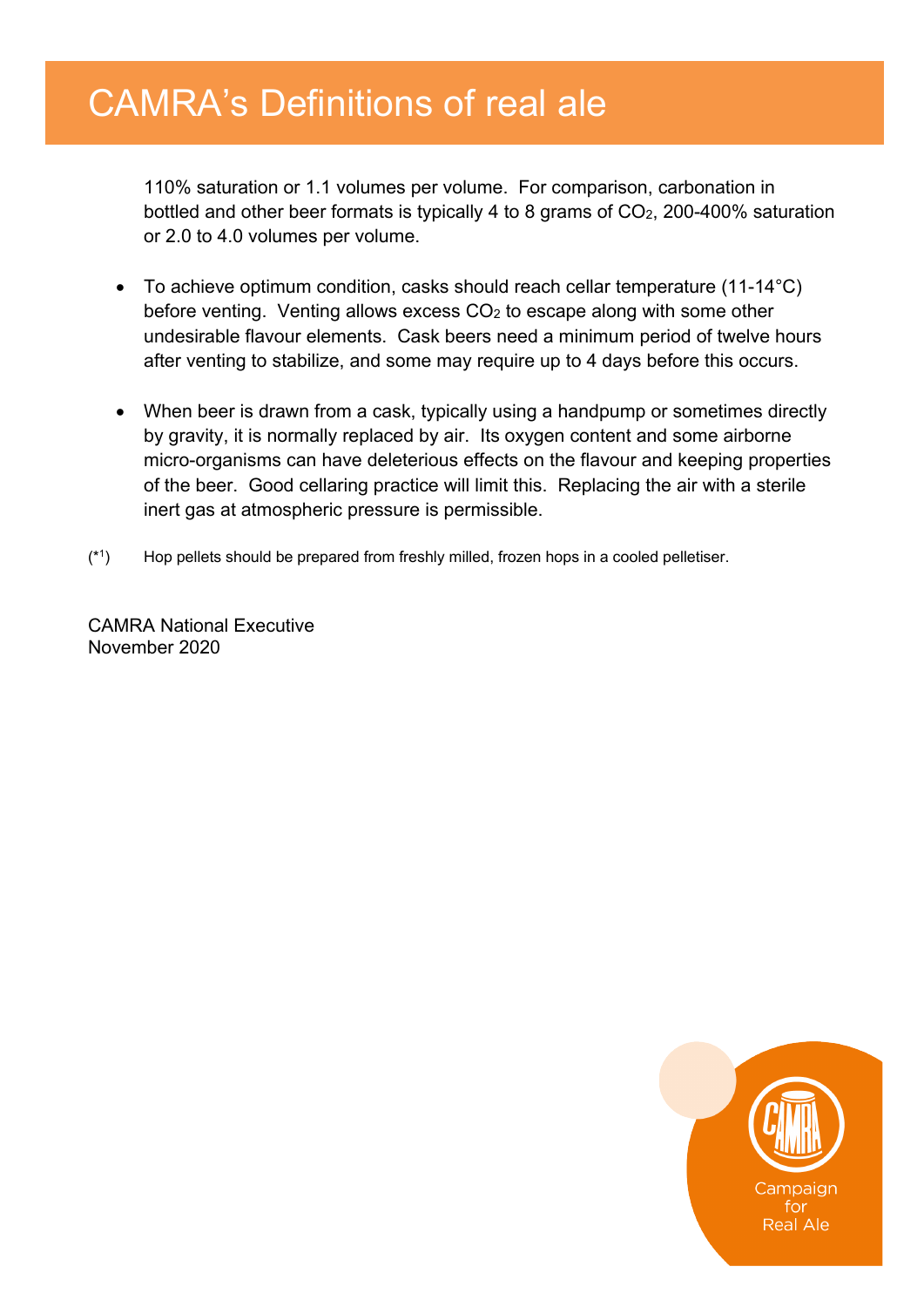110% saturation or 1.1 volumes per volume. For comparison, carbonation in bottled and other beer formats is typically 4 to 8 grams of $CO_2$, 200-400% saturation or 2.0 to 4.0 volumes per volume.

- To achieve optimum condition, casks should reach cellar temperature (11-14°C) before venting. Venting allows excess $CO_2$ to escape along with some other undesirable flavour elements. Cask beers need a minimum period of twelve hours after venting to stabilize, and some may require up to 4 days before this occurs.

- When beer is drawn from a cask, typically using a handpump or sometimes directly by gravity, it is normally replaced by air. Its oxygen content and some airborne micro-organisms can have deleterious effects on the flavour and keeping properties of the beer. Good cellaring practice will limit this. Replacing the air with a sterile inert gas at atmospheric pressure is permissible.

(*[1]) Hop pellets should be prepared from freshly milled, frozen hops in a cooled pelletiser.

CAMRA National Executive
November 2020